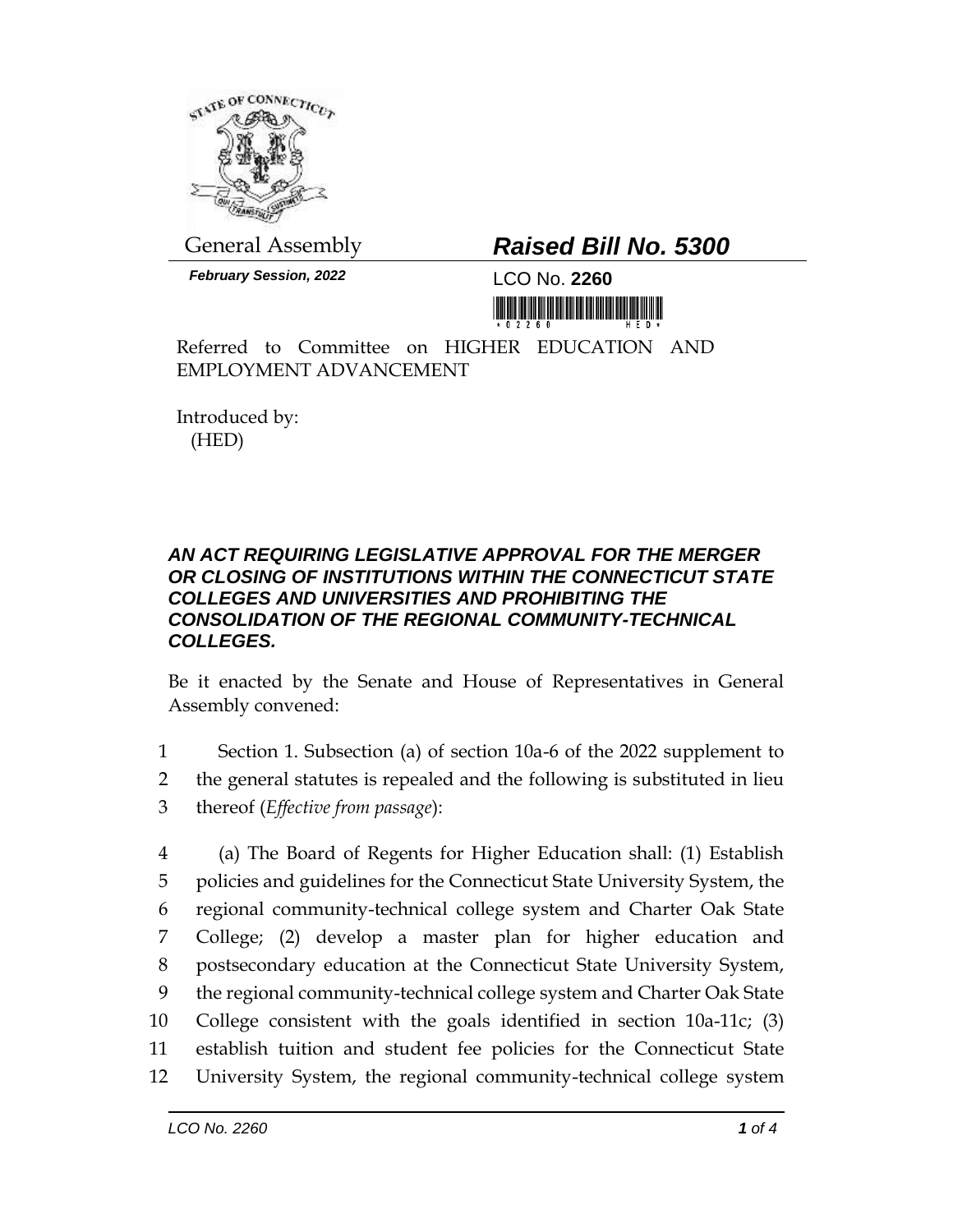General Assembly

***Raised Bill No. 5300***

***February Session, 2022***

LCO No. **2260**

Referred to Committee on HIGHER EDUCATION AND EMPLOYMENT ADVANCEMENT

Introduced by:
(HED)

***AN ACT REQUIRING LEGISLATIVE APPROVAL FOR THE MERGER OR CLOSING OF INSTITUTIONS WITHIN THE CONNECTICUT STATE COLLEGES AND UNIVERSITIES AND PROHIBITING THE CONSOLIDATION OF THE REGIONAL COMMUNITY-TECHNICAL COLLEGES.***

Be it enacted by the Senate and House of Representatives in General Assembly convened:

1 Section 1. Subsection (a) of section 10a-6 of the 2022 supplement to
2 the general statutes is repealed and the following is substituted in lieu
3 thereof (*Effective from passage*):

4 (a) The Board of Regents for Higher Education shall: (1) Establish
5 policies and guidelines for the Connecticut State University System, the
6 regional community-technical college system and Charter Oak State
7 College; (2) develop a master plan for higher education and
8 postsecondary education at the Connecticut State University System,
9 the regional community-technical college system and Charter Oak State
10 College consistent with the goals identified in section 10a-11c; (3)
11 establish tuition and student fee policies for the Connecticut State
12 University System, the regional community-technical college system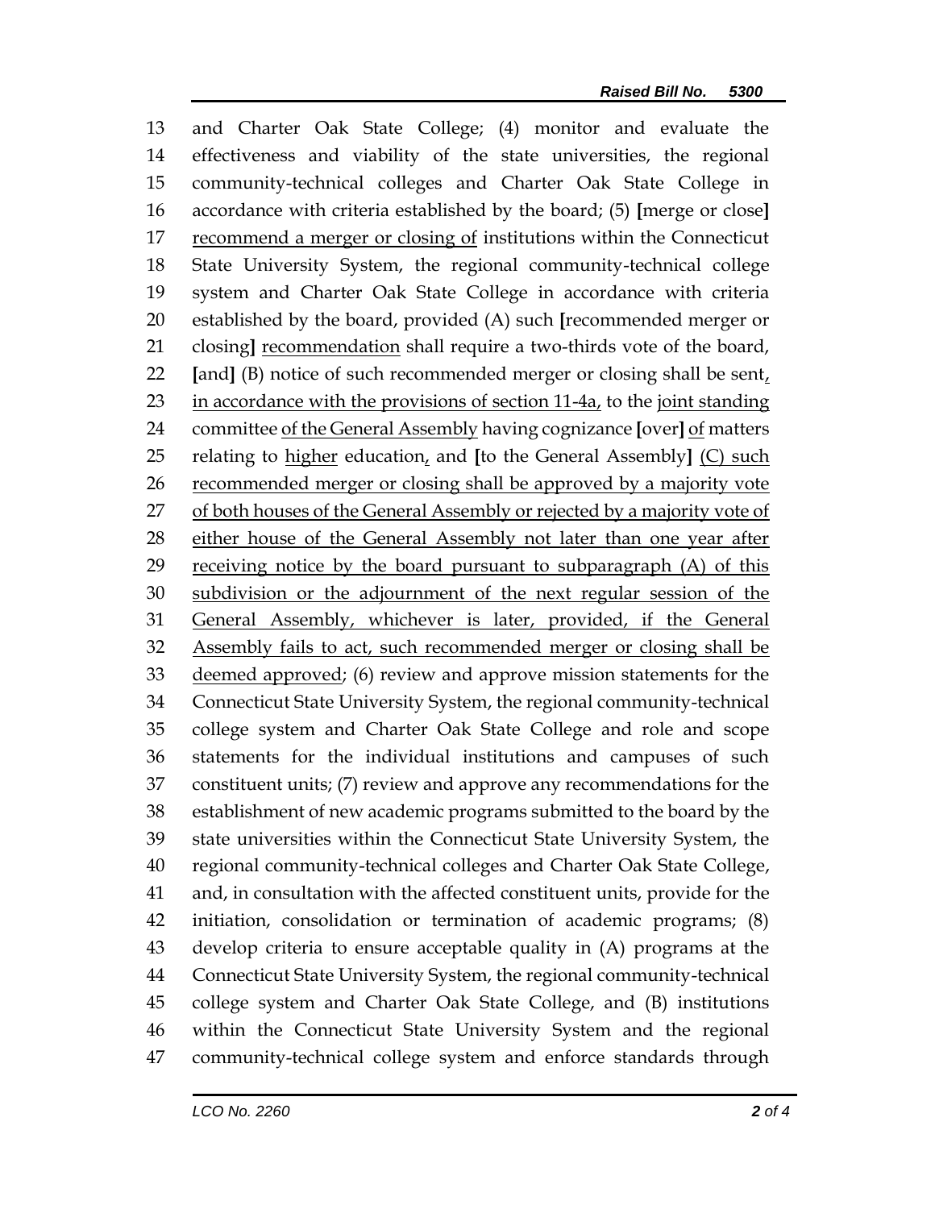and Charter Oak State College; (4) monitor and evaluate the effectiveness and viability of the state universities, the regional community-technical colleges and Charter Oak State College in accordance with criteria established by the board; (5) **[**merge or close**]** <u>recommend a merger or closing of</u> institutions within the Connecticut State University System, the regional community-technical college system and Charter Oak State College in accordance with criteria established by the board, provided (A) such **[**recommended merger or closing**]** <u>recommendation</u> shall require a two-thirds vote of the board, **[**and**]** (B) notice of such recommended merger or closing shall be sent<u>, in accordance with the provisions of section 11-4a,</u> to the <u>joint standing</u> committee <u>of the General Assembly</u> having cognizance **[**over**]** <u>of</u> matters relating to <u>higher</u> education<u>,</u> and **[**to the General Assembly**]** <u>(C) such recommended merger or closing shall be approved by a majority vote of both houses of the General Assembly or rejected by a majority vote of either house of the General Assembly not later than one year after receiving notice by the board pursuant to subparagraph (A) of this subdivision or the adjournment of the next regular session of the General Assembly, whichever is later, provided, if the General Assembly fails to act, such recommended merger or closing shall be deemed approved</u>; (6) review and approve mission statements for the Connecticut State University System, the regional community-technical college system and Charter Oak State College and role and scope statements for the individual institutions and campuses of such constituent units; (7) review and approve any recommendations for the establishment of new academic programs submitted to the board by the state universities within the Connecticut State University System, the regional community-technical colleges and Charter Oak State College, and, in consultation with the affected constituent units, provide for the initiation, consolidation or termination of academic programs; (8) develop criteria to ensure acceptable quality in (A) programs at the Connecticut State University System, the regional community-technical college system and Charter Oak State College, and (B) institutions within the Connecticut State University System and the regional community-technical college system and enforce standards through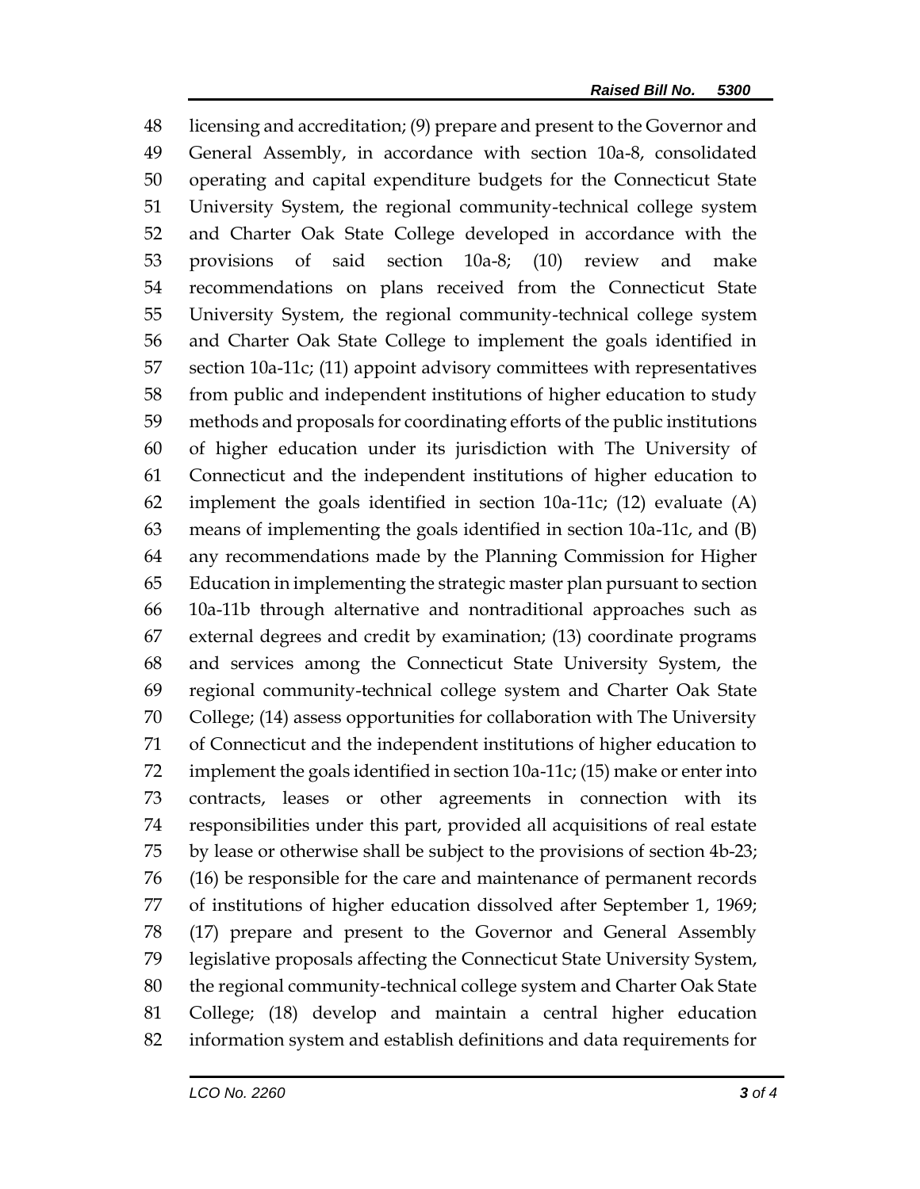48 licensing and accreditation; (9) prepare and present to the Governor and
49 General Assembly, in accordance with section 10a-8, consolidated
50 operating and capital expenditure budgets for the Connecticut State
51 University System, the regional community-technical college system
52 and Charter Oak State College developed in accordance with the
53 provisions of said section 10a-8; (10) review and make
54 recommendations on plans received from the Connecticut State
55 University System, the regional community-technical college system
56 and Charter Oak State College to implement the goals identified in
57 section 10a-11c; (11) appoint advisory committees with representatives
58 from public and independent institutions of higher education to study
59 methods and proposals for coordinating efforts of the public institutions
60 of higher education under its jurisdiction with The University of
61 Connecticut and the independent institutions of higher education to
62 implement the goals identified in section 10a-11c; (12) evaluate (A)
63 means of implementing the goals identified in section 10a-11c, and (B)
64 any recommendations made by the Planning Commission for Higher
65 Education in implementing the strategic master plan pursuant to section
66 10a-11b through alternative and nontraditional approaches such as
67 external degrees and credit by examination; (13) coordinate programs
68 and services among the Connecticut State University System, the
69 regional community-technical college system and Charter Oak State
70 College; (14) assess opportunities for collaboration with The University
71 of Connecticut and the independent institutions of higher education to
72 implement the goals identified in section 10a-11c; (15) make or enter into
73 contracts, leases or other agreements in connection with its
74 responsibilities under this part, provided all acquisitions of real estate
75 by lease or otherwise shall be subject to the provisions of section 4b-23;
76 (16) be responsible for the care and maintenance of permanent records
77 of institutions of higher education dissolved after September 1, 1969;
78 (17) prepare and present to the Governor and General Assembly
79 legislative proposals affecting the Connecticut State University System,
80 the regional community-technical college system and Charter Oak State
81 College; (18) develop and maintain a central higher education
82 information system and establish definitions and data requirements for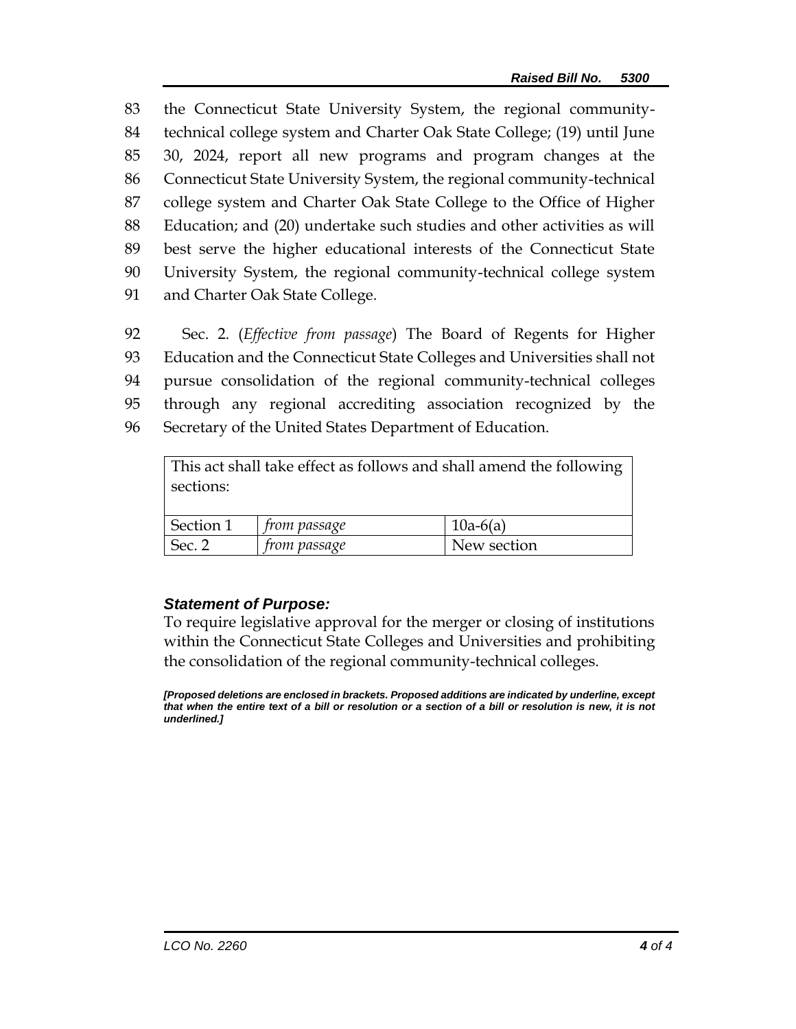the Connecticut State University System, the regional community-technical college system and Charter Oak State College; (19) until June 30, 2024, report all new programs and program changes at the Connecticut State University System, the regional community-technical college system and Charter Oak State College to the Office of Higher Education; and (20) undertake such studies and other activities as will best serve the higher educational interests of the Connecticut State University System, the regional community-technical college system and Charter Oak State College.

Sec. 2. (*Effective from passage*) The Board of Regents for Higher Education and the Connecticut State Colleges and Universities shall not pursue consolidation of the regional community-technical colleges through any regional accrediting association recognized by the Secretary of the United States Department of Education.

| This act shall take effect as follows and shall amend the following sections: | | |
|---|---|---|
| Section 1 | *from passage* | 10a-6(a) |
| Sec. 2 | *from passage* | New section |

### *Statement of Purpose:*

To require legislative approval for the merger or closing of institutions within the Connecticut State Colleges and Universities and prohibiting the consolidation of the regional community-technical colleges.

***[Proposed deletions are enclosed in brackets. Proposed additions are indicated by underline, except that when the entire text of a bill or resolution or a section of a bill or resolution is new, it is not underlined.]***